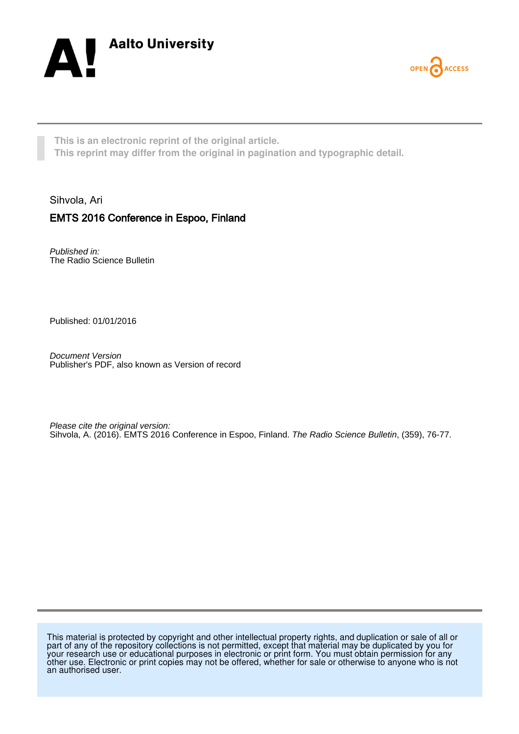Aalto University

OPEN ACCESS

This is an electronic reprint of the original article.
This reprint may differ from the original in pagination and typographic detail.

Sihvola, Ari

# EMTS 2016 Conference in Espoo, Finland

*Published in:*
The Radio Science Bulletin

Published: 01/01/2016

*Document Version*
Publisher's PDF, also known as Version of record

*Please cite the original version:*
Sihvola, A. (2016). EMTS 2016 Conference in Espoo, Finland. *The Radio Science Bulletin*, (359), 76-77.

This material is protected by copyright and other intellectual property rights, and duplication or sale of all or part of any of the repository collections is not permitted, except that material may be duplicated by you for your research use or educational purposes in electronic or print form. You must obtain permission for any other use. Electronic or print copies may not be offered, whether for sale or otherwise to anyone who is not an authorised user.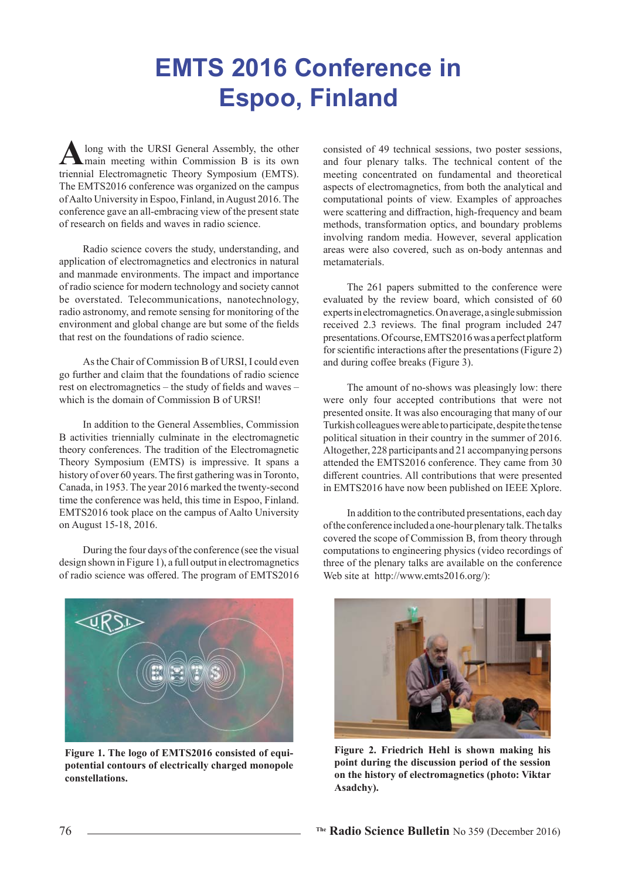# EMTS 2016 Conference in Espoo, Finland

Along with the URSI General Assembly, the other main meeting within Commission B is its own triennial Electromagnetic Theory Symposium (EMTS). The EMTS2016 conference was organized on the campus of Aalto University in Espoo, Finland, in August 2016. The conference gave an all-embracing view of the present state of research on fields and waves in radio science.

Radio science covers the study, understanding, and application of electromagnetics and electronics in natural and manmade environments. The impact and importance of radio science for modern technology and society cannot be overstated. Telecommunications, nanotechnology, radio astronomy, and remote sensing for monitoring of the environment and global change are but some of the fields that rest on the foundations of radio science.

As the Chair of Commission B of URSI, I could even go further and claim that the foundations of radio science rest on electromagnetics – the study of fields and waves – which is the domain of Commission B of URSI!

In addition to the General Assemblies, Commission B activities triennially culminate in the electromagnetic theory conferences. The tradition of the Electromagnetic Theory Symposium (EMTS) is impressive. It spans a history of over 60 years. The first gathering was in Toronto, Canada, in 1953. The year 2016 marked the twenty-second time the conference was held, this time in Espoo, Finland. EMTS2016 took place on the campus of Aalto University on August 15-18, 2016.

During the four days of the conference (see the visual design shown in Figure 1), a full output in electromagnetics of radio science was offered. The program of EMTS2016 consisted of 49 technical sessions, two poster sessions, and four plenary talks. The technical content of the meeting concentrated on fundamental and theoretical aspects of electromagnetics, from both the analytical and computational points of view. Examples of approaches were scattering and diffraction, high-frequency and beam methods, transformation optics, and boundary problems involving random media. However, several application areas were also covered, such as on-body antennas and metamaterials.

The 261 papers submitted to the conference were evaluated by the review board, which consisted of 60 experts in electromagnetics. On average, a single submission received 2.3 reviews. The final program included 247 presentations. Of course, EMTS2016 was a perfect platform for scientific interactions after the presentations (Figure 2) and during coffee breaks (Figure 3).

The amount of no-shows was pleasingly low: there were only four accepted contributions that were not presented onsite. It was also encouraging that many of our Turkish colleagues were able to participate, despite the tense political situation in their country in the summer of 2016. Altogether, 228 participants and 21 accompanying persons attended the EMTS2016 conference. They came from 30 different countries. All contributions that were presented in EMTS2016 have now been published on IEEE Xplore.

In addition to the contributed presentations, each day of the conference included a one-hour plenary talk. The talks covered the scope of Commission B, from theory through computations to engineering physics (video recordings of three of the plenary talks are available on the conference Web site at http://www.emts2016.org/):

**Figure 1. The logo of EMTS2016 consisted of equipotential contours of electrically charged monopole constellations.**

**Figure 2. Friedrich Hehl is shown making his point during the discussion period of the session on the history of electromagnetics (photo: Viktar Asadchy).**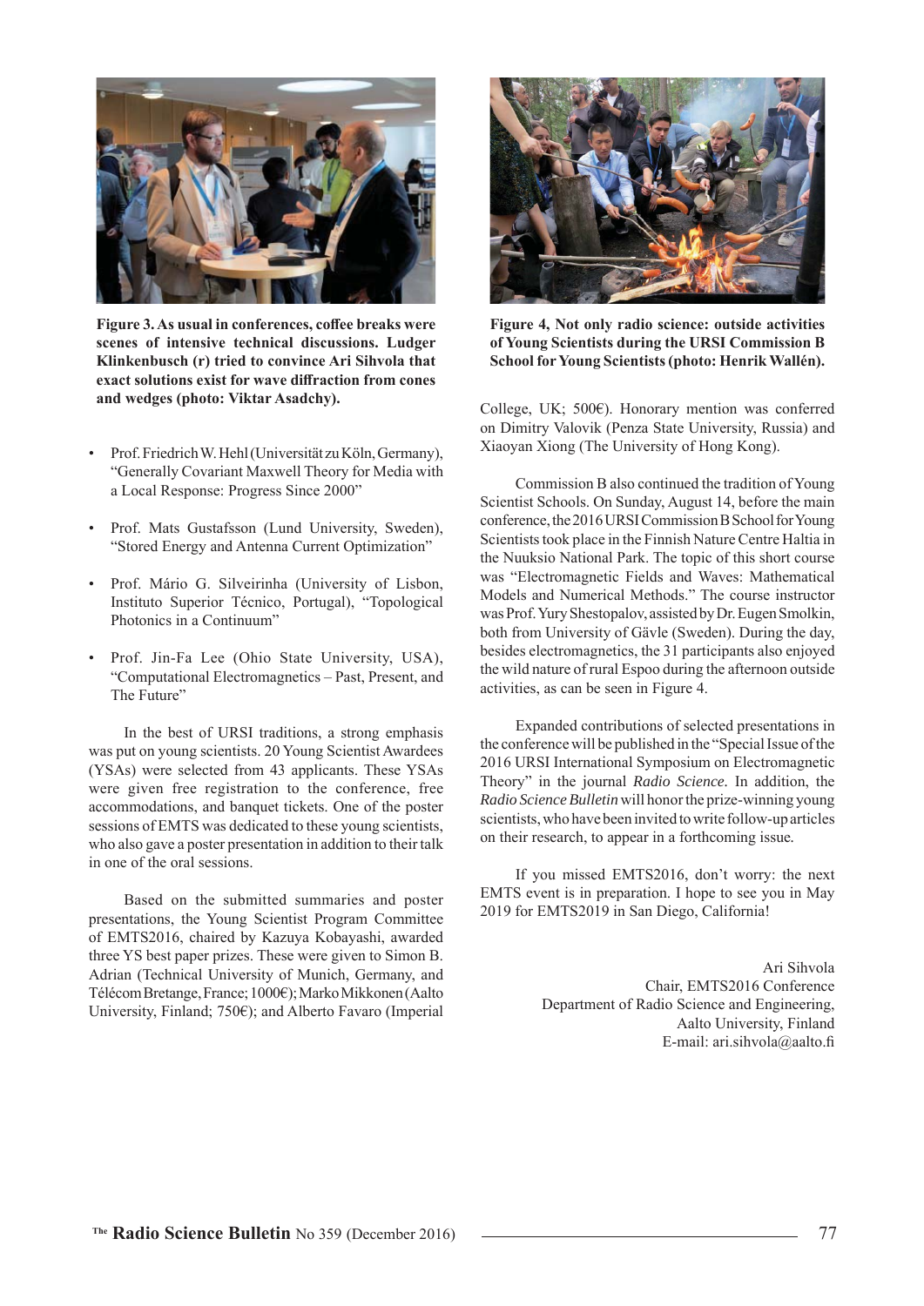Figure 3. As usual in conferences, coffee breaks were scenes of intensive technical discussions. Ludger Klinkenbusch (r) tried to convince Ari Sihvola that exact solutions exist for wave diffraction from cones and wedges (photo: Viktar Asadchy).

- Prof. Friedrich W. Hehl (Universität zu Köln, Germany), "Generally Covariant Maxwell Theory for Media with a Local Response: Progress Since 2000"
- Prof. Mats Gustafsson (Lund University, Sweden), "Stored Energy and Antenna Current Optimization"
- Prof. Mário G. Silveirinha (University of Lisbon, Instituto Superior Técnico, Portugal), "Topological Photonics in a Continuum"
- Prof. Jin-Fa Lee (Ohio State University, USA), "Computational Electromagnetics – Past, Present, and The Future"

In the best of URSI traditions, a strong emphasis was put on young scientists. 20 Young Scientist Awardees (YSAs) were selected from 43 applicants. These YSAs were given free registration to the conference, free accommodations, and banquet tickets. One of the poster sessions of EMTS was dedicated to these young scientists, who also gave a poster presentation in addition to their talk in one of the oral sessions.

Based on the submitted summaries and poster presentations, the Young Scientist Program Committee of EMTS2016, chaired by Kazuya Kobayashi, awarded three YS best paper prizes. These were given to Simon B. Adrian (Technical University of Munich, Germany, and Télécom Bretange, France; 1000€); Marko Mikkonen (Aalto University, Finland; 750€); and Alberto Favaro (Imperial College, UK; 500€). Honorary mention was conferred on Dimitry Valovik (Penza State University, Russia) and Xiaoyan Xiong (The University of Hong Kong).

Figure 4, Not only radio science: outside activities of Young Scientists during the URSI Commission B School for Young Scientists (photo: Henrik Wallén).

Commission B also continued the tradition of Young Scientist Schools. On Sunday, August 14, before the main conference, the 2016 URSI Commission B School for Young Scientists took place in the Finnish Nature Centre Haltia in the Nuuksio National Park. The topic of this short course was "Electromagnetic Fields and Waves: Mathematical Models and Numerical Methods." The course instructor was Prof. Yury Shestopalov, assisted by Dr. Eugen Smolkin, both from University of Gävle (Sweden). During the day, besides electromagnetics, the 31 participants also enjoyed the wild nature of rural Espoo during the afternoon outside activities, as can be seen in Figure 4.

Expanded contributions of selected presentations in the conference will be published in the "Special Issue of the 2016 URSI International Symposium on Electromagnetic Theory" in the journal *Radio Science*. In addition, the *Radio Science Bulletin* will honor the prize-winning young scientists, who have been invited to write follow-up articles on their research, to appear in a forthcoming issue.

If you missed EMTS2016, don't worry: the next EMTS event is in preparation. I hope to see you in May 2019 for EMTS2019 in San Diego, California!

Ari Sihvola
Chair, EMTS2016 Conference
Department of Radio Science and Engineering,
Aalto University, Finland
E-mail: ari.sihvola@aalto.fi